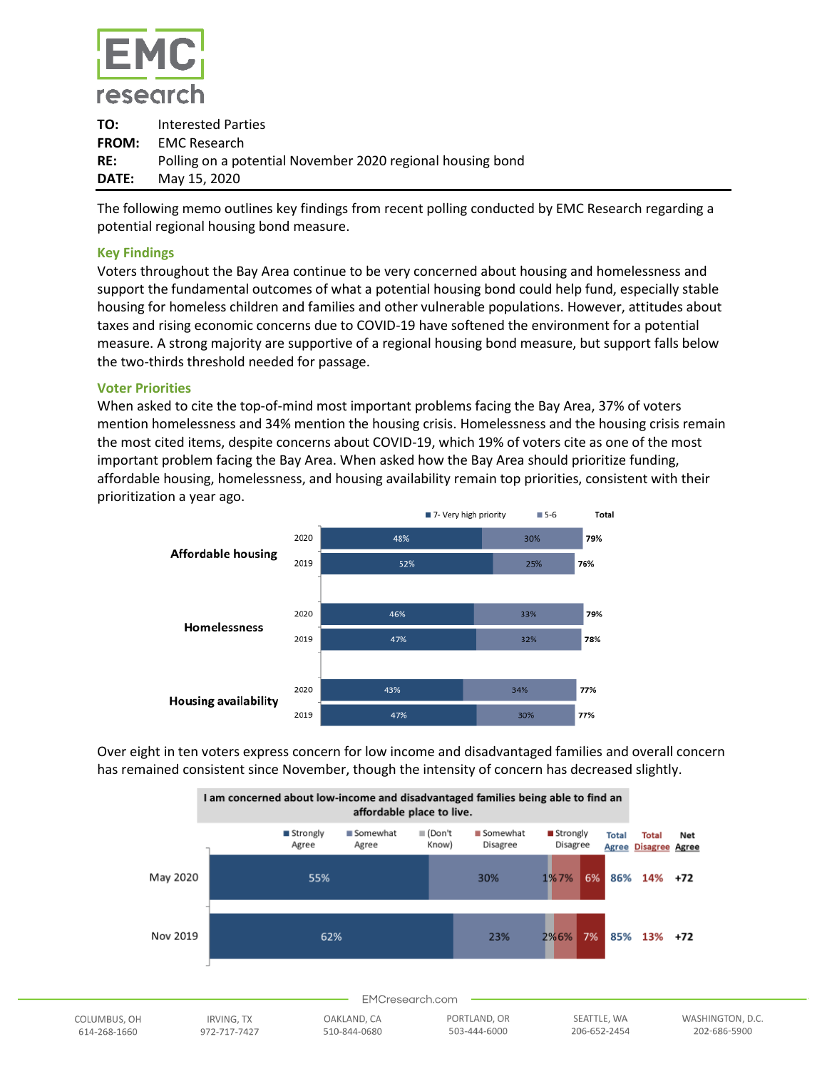**EMC research**

| | |
|---|---|
| **TO:** | Interested Parties |
| **FROM:** | EMC Research |
| **RE:** | Polling on a potential November 2020 regional housing bond |
| **DATE:** | May 15, 2020 |

The following memo outlines key findings from recent polling conducted by EMC Research regarding a potential regional housing bond measure.

## Key Findings

Voters throughout the Bay Area continue to be very concerned about housing and homelessness and support the fundamental outcomes of what a potential housing bond could help fund, especially stable housing for homeless children and families and other vulnerable populations. However, attitudes about taxes and rising economic concerns due to COVID-19 have softened the environment for a potential measure. A strong majority are supportive of a regional housing bond measure, but support falls below the two-thirds threshold needed for passage.

## Voter Priorities

When asked to cite the top-of-mind most important problems facing the Bay Area, 37% of voters mention homelessness and 34% mention the housing crisis. Homelessness and the housing crisis remain the most cited items, despite concerns about COVID-19, which 19% of voters cite as one of the most important problem facing the Bay Area. When asked how the Bay Area should prioritize funding, affordable housing, homelessness, and housing availability remain top priorities, consistent with their prioritization a year ago.

| | Year | 7- Very high priority | 5-6 | Total |
|---|---|---|---|---|
| Affordable housing | 2020 | 48% | 30% | 79% |
| | 2019 | 52% | 25% | 76% |
| Homelessness | 2020 | 46% | 33% | 79% |
| | 2019 | 47% | 32% | 78% |
| Housing availability | 2020 | 43% | 34% | 77% |
| | 2019 | 47% | 30% | 77% |

Over eight in ten voters express concern for low income and disadvantaged families and overall concern has remained consistent since November, though the intensity of concern has decreased slightly.

**I am concerned about low-income and disadvantaged families being able to find an affordable place to live.**

| | Strongly Agree | Somewhat Agree | (Don't Know) | Somewhat Disagree | Strongly Disagree | Total Agree | Total Disagree | Net Agree |
|---|---|---|---|---|---|---|---|---|
| May 2020 | 55% | 30% | 1% | 7% | 6% | 86% | 14% | +72 |
| Nov 2019 | 62% | 23% | 2% | 6% | 7% | 85% | 13% | +72 |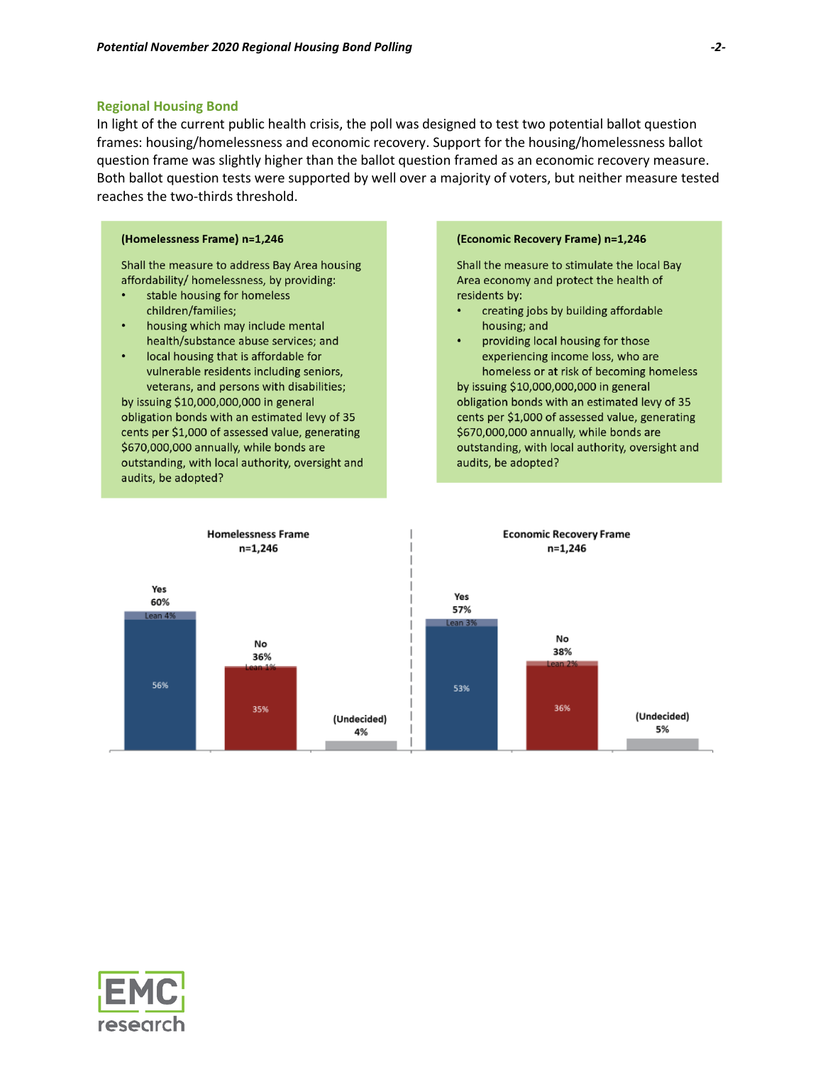## Regional Housing Bond

In light of the current public health crisis, the poll was designed to test two potential ballot question frames: housing/homelessness and economic recovery. Support for the housing/homelessness ballot question frame was slightly higher than the ballot question framed as an economic recovery measure. Both ballot question tests were supported by well over a majority of voters, but neither measure tested reaches the two-thirds threshold.

**(Homelessness Frame) n=1,246**

Shall the measure to address Bay Area housing affordability/ homelessness, by providing:

- stable housing for homeless children/families;
- housing which may include mental health/substance abuse services; and
- local housing that is affordable for vulnerable residents including seniors, veterans, and persons with disabilities;

by issuing $10,000,000,000 in general obligation bonds with an estimated levy of 35 cents per $1,000 of assessed value, generating $670,000,000 annually, while bonds are outstanding, with local authority, oversight and audits, be adopted?

**(Economic Recovery Frame) n=1,246**

Shall the measure to stimulate the local Bay Area economy and protect the health of residents by:

- creating jobs by building affordable housing; and
- providing local housing for those experiencing income loss, who are homeless or at risk of becoming homeless

by issuing $10,000,000,000 in general obligation bonds with an estimated levy of 35 cents per $1,000 of assessed value, generating $670,000,000 annually, while bonds are outstanding, with local authority, oversight and audits, be adopted?

| | Homelessness Frame n=1,246 | Economic Recovery Frame n=1,246 |
|---|---|---|
| Yes | 60% | 57% |
| Yes (definite) | 56% | 53% |
| Yes (lean) | 4% | 3% |
| No | 36% | 38% |
| No (definite) | 35% | 36% |
| No (lean) | 1% | 2% |
| (Undecided) | 4% | 5% |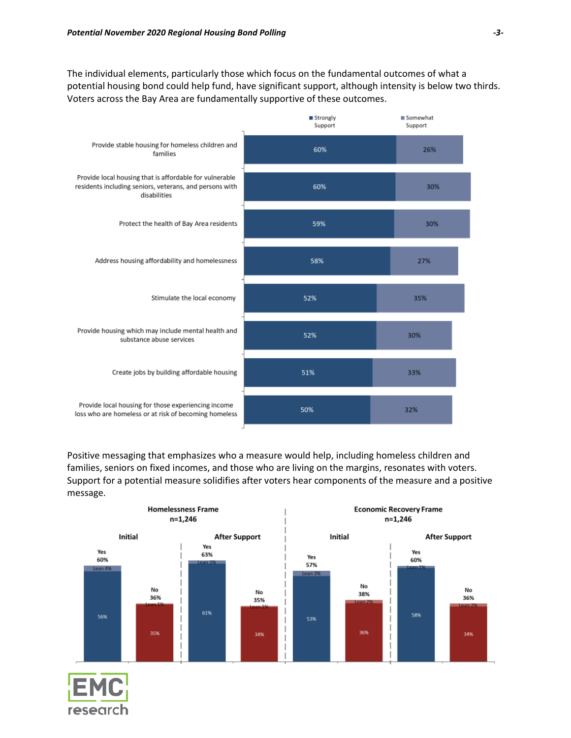The individual elements, particularly those which focus on the fundamental outcomes of what a potential housing bond could help fund, have significant support, although intensity is below two thirds. Voters across the Bay Area are fundamentally supportive of these outcomes.

| | Strongly Support | Somewhat Support |
|---|---|---|
| Provide stable housing for homeless children and families | 60% | 26% |
| Provide local housing that is affordable for vulnerable residents including seniors, veterans, and persons with disabilities | 60% | 30% |
| Protect the health of Bay Area residents | 59% | 30% |
| Address housing affordability and homelessness | 58% | 27% |
| Stimulate the local economy | 52% | 35% |
| Provide housing which may include mental health and substance abuse services | 52% | 30% |
| Create jobs by building affordable housing | 51% | 33% |
| Provide local housing for those experiencing income loss who are homeless or at risk of becoming homeless | 50% | 32% |

Positive messaging that emphasizes who a measure would help, including homeless children and families, seniors on fixed incomes, and those who are living on the margins, resonates with voters. Support for a potential measure solidifies after voters hear components of the measure and a positive message.

| | Homelessness Frame n=1,246 | | | | Economic Recovery Frame n=1,246 | | | |
|---|---|---|---|---|---|---|---|---|
| | Initial | | After Support | | Initial | | After Support | |
| | Yes | No | Yes | No | Yes | No | Yes | No |
| Total | 60% | 36% | 63% | 35% | 57% | 38% | 60% | 36% |
| Lean | 4% | 1% | 2% | 1% | 3% | 2% | 1% | 2% |
| Definite | 56% | 35% | 61% | 34% | 53% | 36% | 58% | 34% |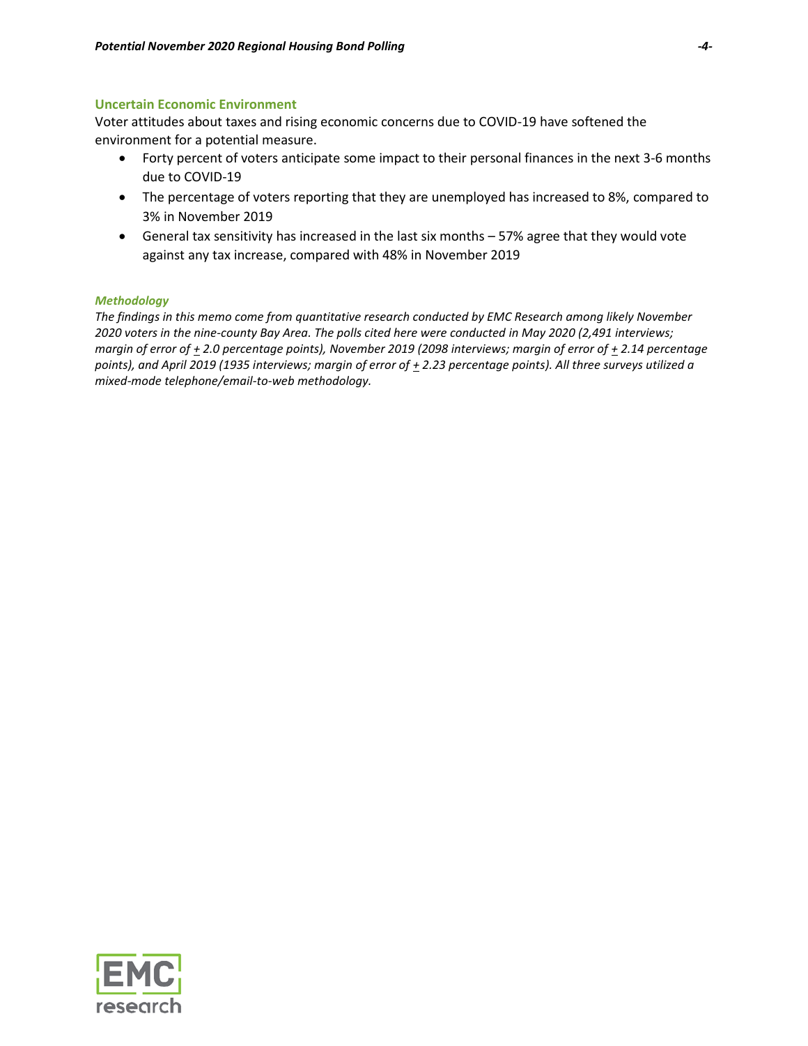## Uncertain Economic Environment

Voter attitudes about taxes and rising economic concerns due to COVID-19 have softened the environment for a potential measure.

- Forty percent of voters anticipate some impact to their personal finances in the next 3-6 months due to COVID-19
- The percentage of voters reporting that they are unemployed has increased to 8%, compared to 3% in November 2019
- General tax sensitivity has increased in the last six months – 57% agree that they would vote against any tax increase, compared with 48% in November 2019

### *Methodology*

*The findings in this memo come from quantitative research conducted by EMC Research among likely November 2020 voters in the nine-county Bay Area. The polls cited here were conducted in May 2020 (2,491 interviews; margin of error of ± 2.0 percentage points), November 2019 (2098 interviews; margin of error of ± 2.14 percentage points), and April 2019 (1935 interviews; margin of error of ± 2.23 percentage points). All three surveys utilized a mixed-mode telephone/email-to-web methodology.*